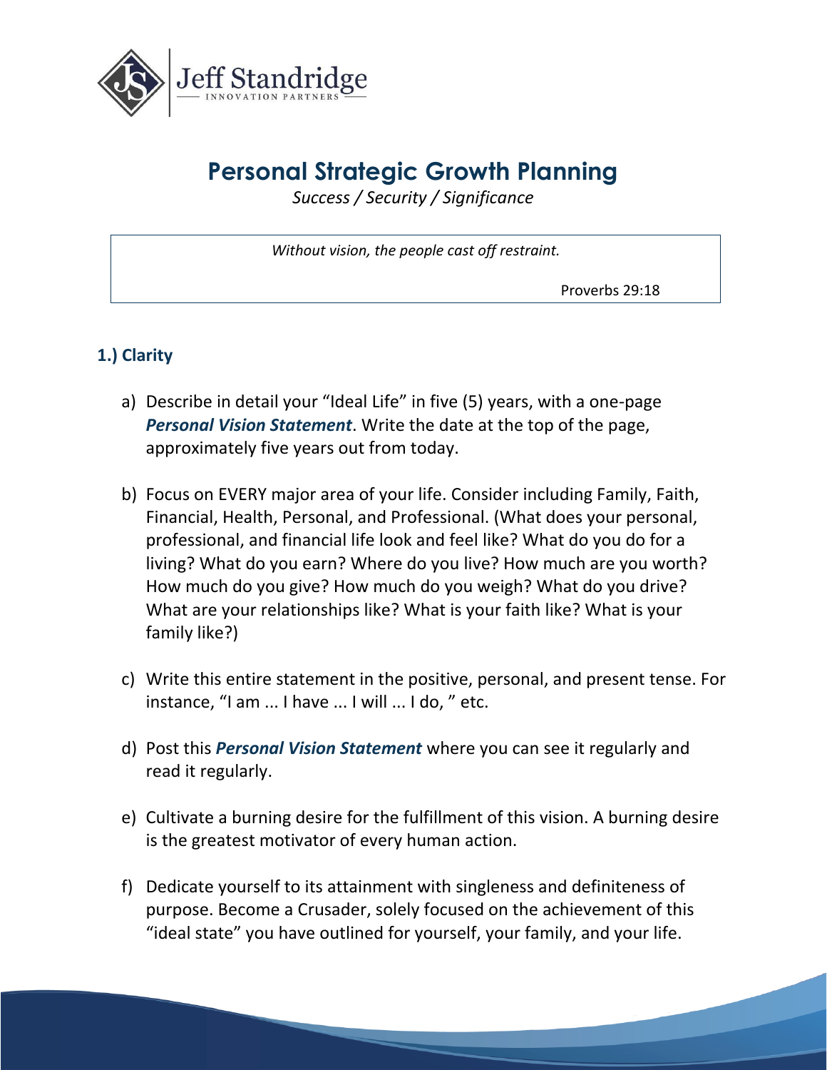Jeff Standridge
INNOVATION PARTNERS

# Personal Strategic Growth Planning

*Success / Security / Significance*

> *Without vision, the people cast off restraint.*
>
> Proverbs 29:18

### 1.) Clarity

a) Describe in detail your "Ideal Life" in five (5) years, with a one-page ***Personal Vision Statement***. Write the date at the top of the page, approximately five years out from today.

b) Focus on EVERY major area of your life. Consider including Family, Faith, Financial, Health, Personal, and Professional. (What does your personal, professional, and financial life look and feel like? What do you do for a living? What do you earn? Where do you live? How much are you worth? How much do you give? How much do you weigh? What do you drive? What are your relationships like? What is your faith like? What is your family like?)

c) Write this entire statement in the positive, personal, and present tense. For instance, "I am ... I have ... I will ... I do, " etc.

d) Post this ***Personal Vision Statement*** where you can see it regularly and read it regularly.

e) Cultivate a burning desire for the fulfillment of this vision. A burning desire is the greatest motivator of every human action.

f) Dedicate yourself to its attainment with singleness and definiteness of purpose. Become a Crusader, solely focused on the achievement of this "ideal state" you have outlined for yourself, your family, and your life.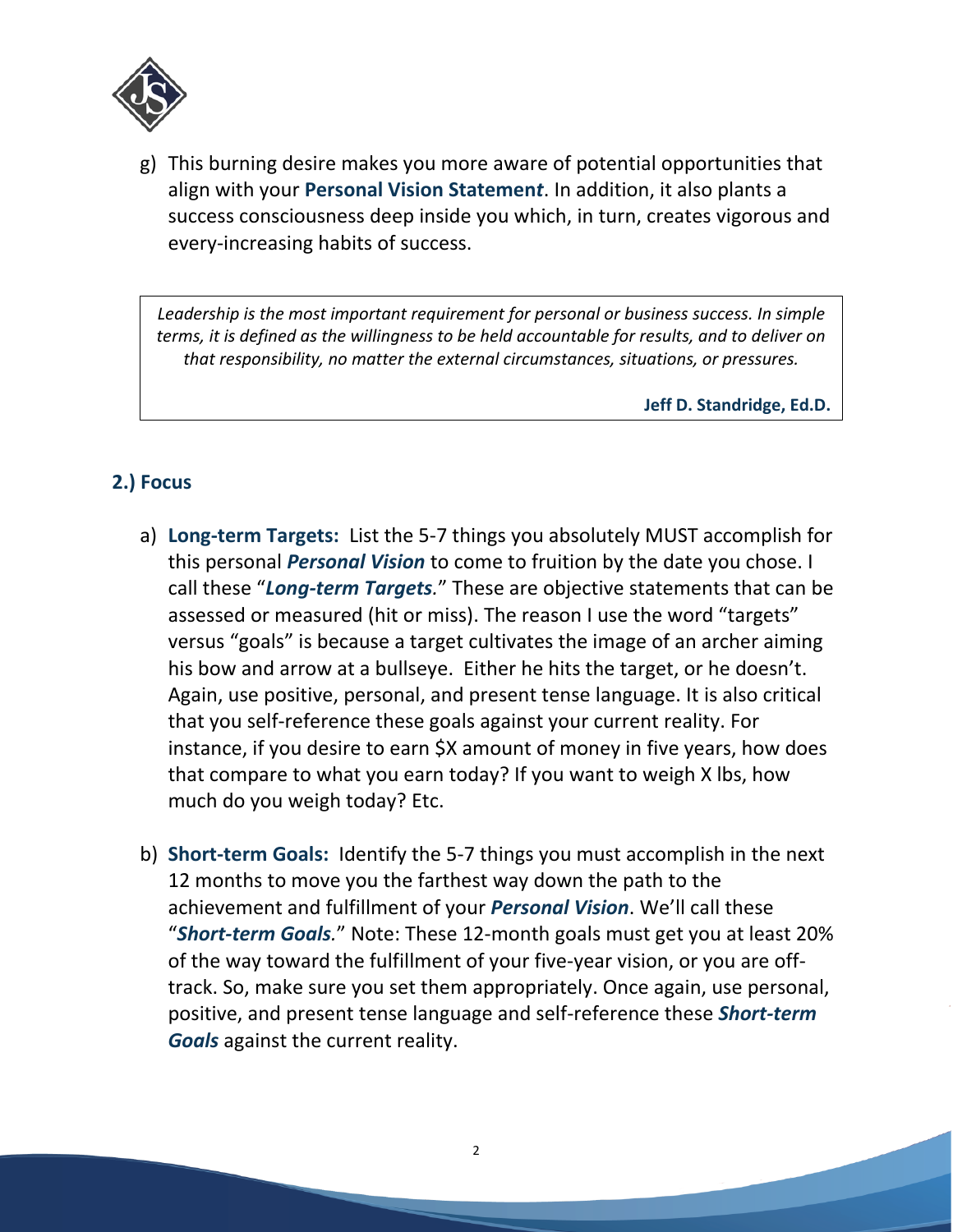g) This burning desire makes you more aware of potential opportunities that align with your **Personal Vision Statement**. In addition, it also plants a success consciousness deep inside you which, in turn, creates vigorous and every-increasing habits of success.

> *Leadership is the most important requirement for personal or business success. In simple terms, it is defined as the willingness to be held accountable for results, and to deliver on that responsibility, no matter the external circumstances, situations, or pressures.*
>
> **Jeff D. Standridge, Ed.D.**

## 2.) Focus

a) **Long-term Targets:** List the 5-7 things you absolutely MUST accomplish for this personal ***Personal Vision*** to come to fruition by the date you chose. I call these "***Long-term Targets***." These are objective statements that can be assessed or measured (hit or miss). The reason I use the word "targets" versus "goals" is because a target cultivates the image of an archer aiming his bow and arrow at a bullseye. Either he hits the target, or he doesn't. Again, use positive, personal, and present tense language. It is also critical that you self-reference these goals against your current reality. For instance, if you desire to earn $X amount of money in five years, how does that compare to what you earn today? If you want to weigh X lbs, how much do you weigh today? Etc.

b) **Short-term Goals:** Identify the 5-7 things you must accomplish in the next 12 months to move you the farthest way down the path to the achievement and fulfillment of your ***Personal Vision***. We'll call these "***Short-term Goals***." Note: These 12-month goals must get you at least 20% of the way toward the fulfillment of your five-year vision, or you are off-track. So, make sure you set them appropriately. Once again, use personal, positive, and present tense language and self-reference these ***Short-term Goals*** against the current reality.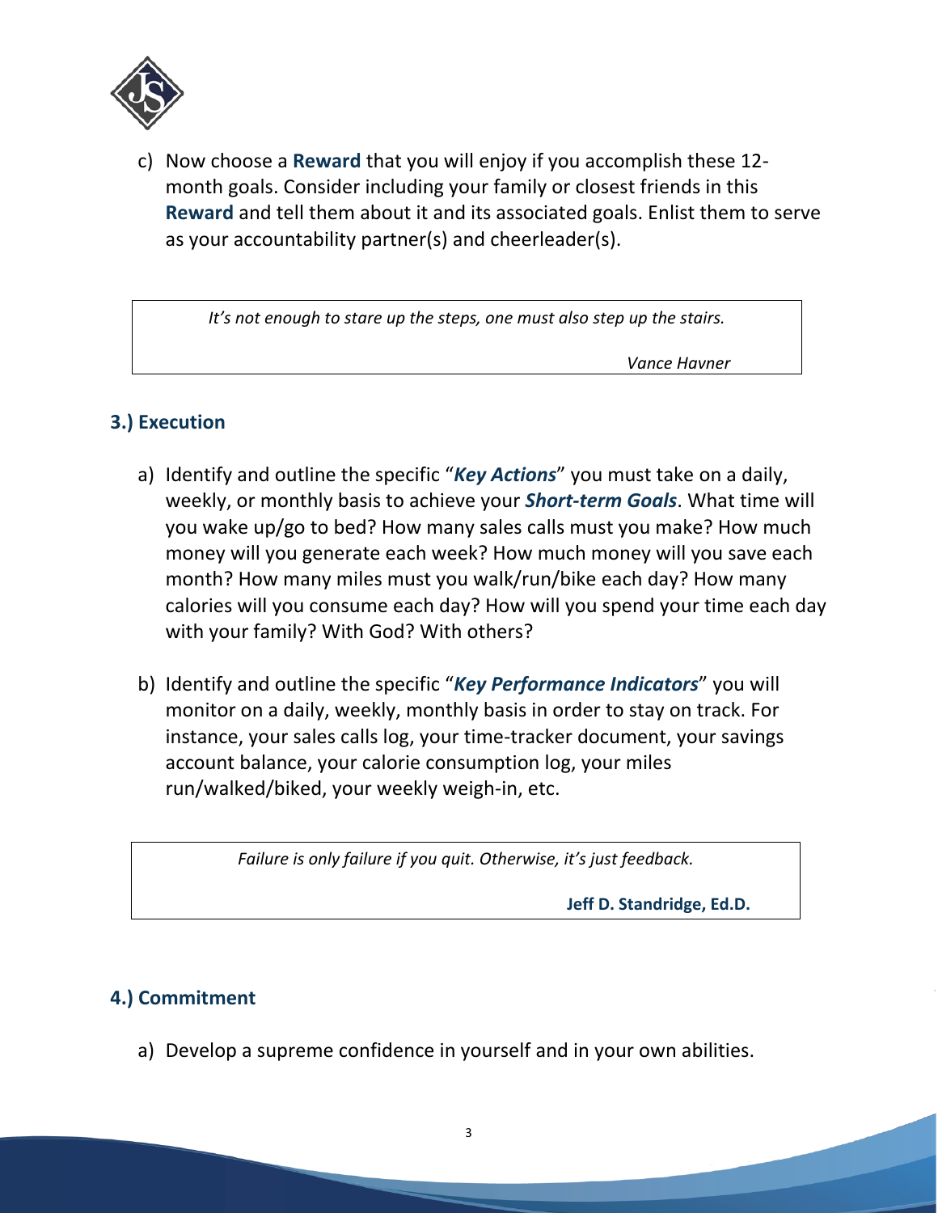c) Now choose a **Reward** that you will enjoy if you accomplish these 12-month goals. Consider including your family or closest friends in this **Reward** and tell them about it and its associated goals. Enlist them to serve as your accountability partner(s) and cheerleader(s).

> *It's not enough to stare up the steps, one must also step up the stairs.*
>
> *Vance Havner*

## 3.) Execution

a) Identify and outline the specific "***Key Actions***" you must take on a daily, weekly, or monthly basis to achieve your ***Short-term Goals***. What time will you wake up/go to bed? How many sales calls must you make? How much money will you generate each week? How much money will you save each month? How many miles must you walk/run/bike each day? How many calories will you consume each day? How will you spend your time each day with your family? With God? With others?

b) Identify and outline the specific "***Key Performance Indicators***" you will monitor on a daily, weekly, monthly basis in order to stay on track. For instance, your sales calls log, your time-tracker document, your savings account balance, your calorie consumption log, your miles run/walked/biked, your weekly weigh-in, etc.

> *Failure is only failure if you quit. Otherwise, it's just feedback.*
>
> **Jeff D. Standridge, Ed.D.**

## 4.) Commitment

a) Develop a supreme confidence in yourself and in your own abilities.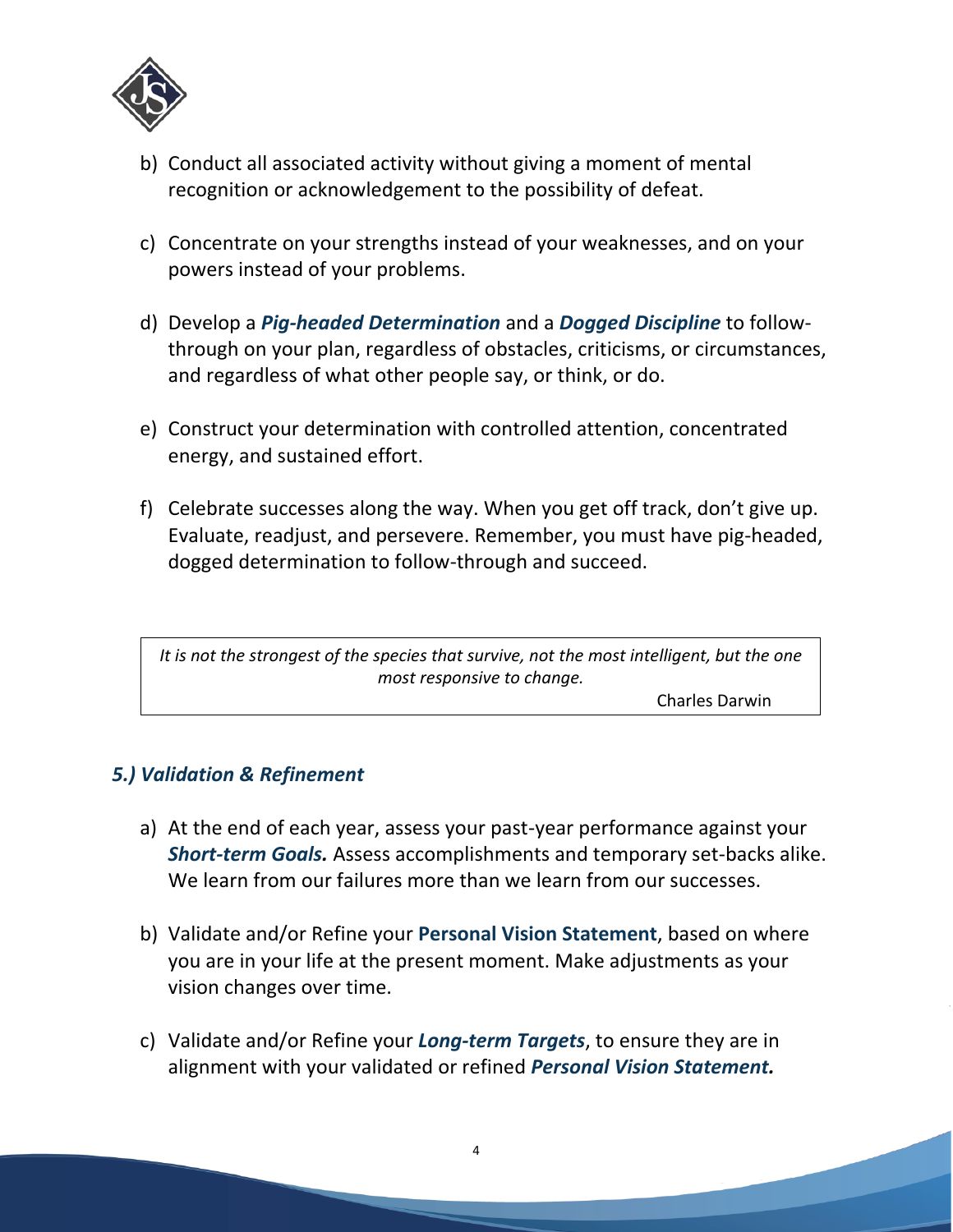b) Conduct all associated activity without giving a moment of mental recognition or acknowledgement to the possibility of defeat.

c) Concentrate on your strengths instead of your weaknesses, and on your powers instead of your problems.

d) Develop a ***Pig-headed Determination*** and a ***Dogged Discipline*** to follow-through on your plan, regardless of obstacles, criticisms, or circumstances, and regardless of what other people say, or think, or do.

e) Construct your determination with controlled attention, concentrated energy, and sustained effort.

f) Celebrate successes along the way. When you get off track, don't give up. Evaluate, readjust, and persevere. Remember, you must have pig-headed, dogged determination to follow-through and succeed.

> *It is not the strongest of the species that survive, not the most intelligent, but the one most responsive to change.*
>
> Charles Darwin

### *5.) Validation & Refinement*

a) At the end of each year, assess your past-year performance against your ***Short-term Goals.*** Assess accomplishments and temporary set-backs alike. We learn from our failures more than we learn from our successes.

b) Validate and/or Refine your **Personal Vision Statement**, based on where you are in your life at the present moment. Make adjustments as your vision changes over time.

c) Validate and/or Refine your ***Long-term Targets***, to ensure they are in alignment with your validated or refined ***Personal Vision Statement.***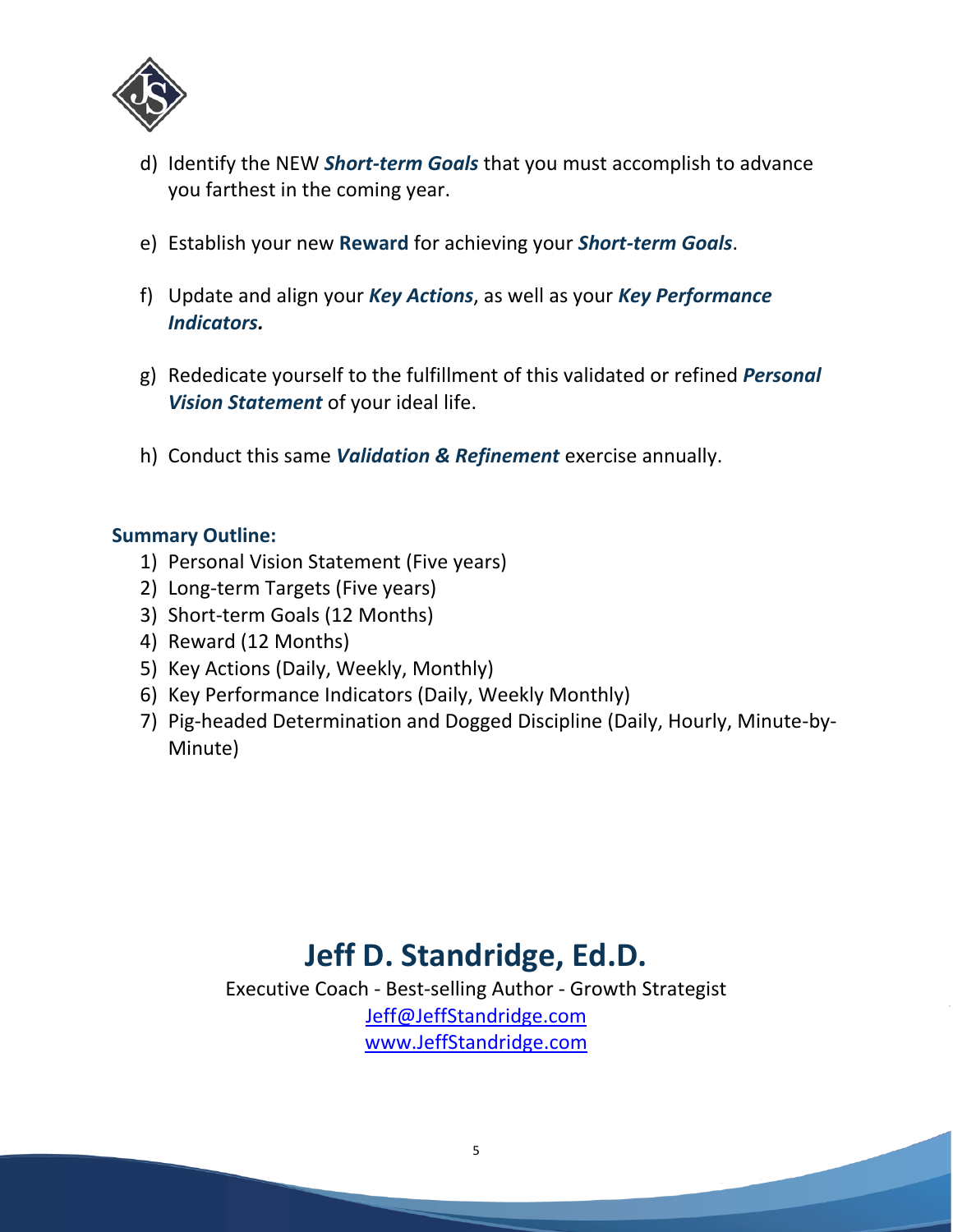d) Identify the NEW ***Short-term Goals*** that you must accomplish to advance you farthest in the coming year.

e) Establish your new **Reward** for achieving your ***Short-term Goals***.

f) Update and align your ***Key Actions***, as well as your ***Key Performance Indicators.***

g) Rededicate yourself to the fulfillment of this validated or refined ***Personal Vision Statement*** of your ideal life.

h) Conduct this same ***Validation & Refinement*** exercise annually.

**Summary Outline:**

1) Personal Vision Statement (Five years)
2) Long-term Targets (Five years)
3) Short-term Goals (12 Months)
4) Reward (12 Months)
5) Key Actions (Daily, Weekly, Monthly)
6) Key Performance Indicators (Daily, Weekly Monthly)
7) Pig-headed Determination and Dogged Discipline (Daily, Hourly, Minute-by-Minute)

## Jeff D. Standridge, Ed.D.

Executive Coach - Best-selling Author - Growth Strategist

[Jeff@JeffStandridge.com](mailto:Jeff@JeffStandridge.com)

[www.JeffStandridge.com](http://www.JeffStandridge.com)